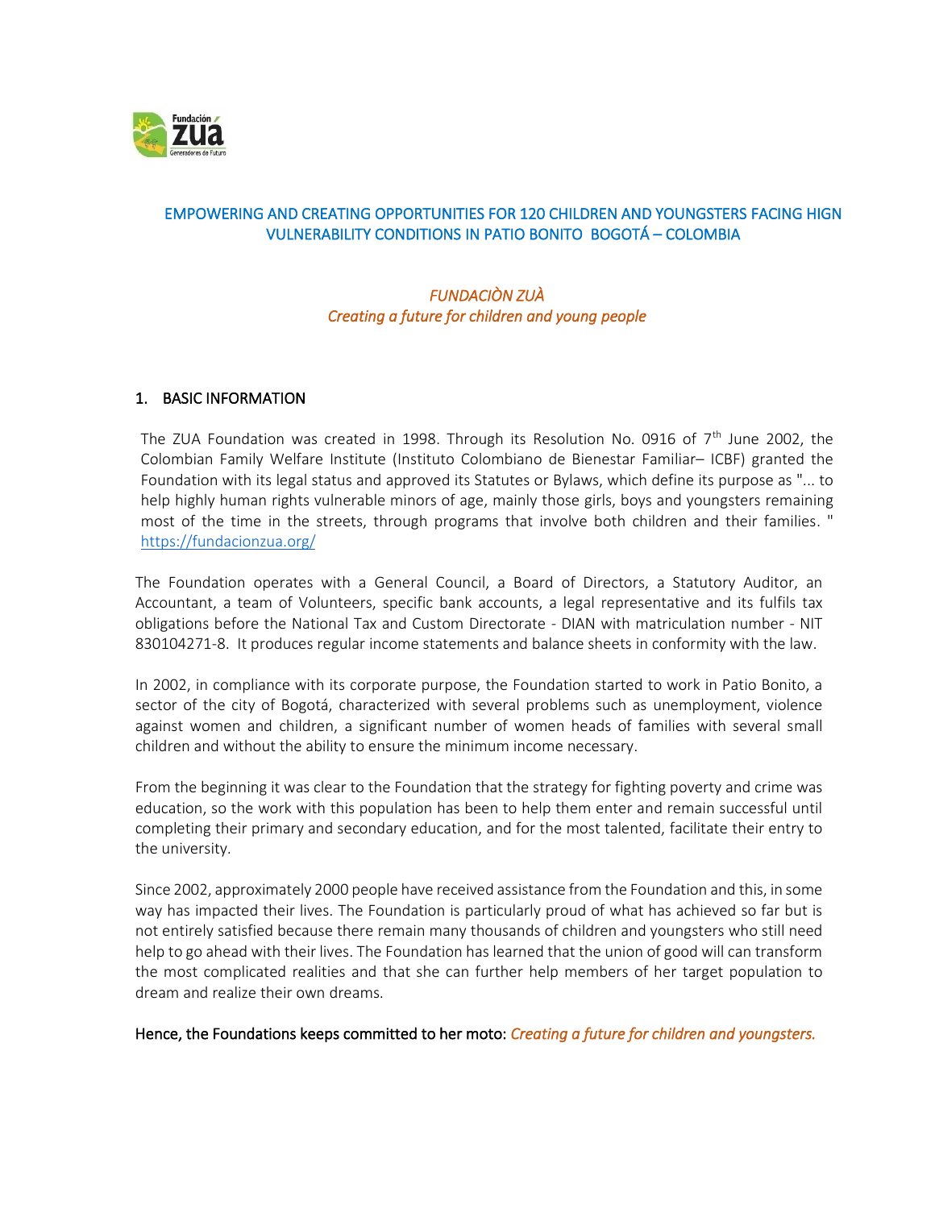# EMPOWERING AND CREATING OPPORTUNITIES FOR 120 CHILDREN AND YOUNGSTERS FACING HIGN VULNERABILITY CONDITIONS IN PATIO BONITO BOGOTÁ – COLOMBIA

*FUNDACIÒN ZUÀ*
*Creating a future for children and young people*

## 1. BASIC INFORMATION

The ZUA Foundation was created in 1998. Through its Resolution No. 0916 of 7th June 2002, the Colombian Family Welfare Institute (Instituto Colombiano de Bienestar Familiar– ICBF) granted the Foundation with its legal status and approved its Statutes or Bylaws, which define its purpose as "... to help highly human rights vulnerable minors of age, mainly those girls, boys and youngsters remaining most of the time in the streets, through programs that involve both children and their families. " https://fundacionzua.org/

The Foundation operates with a General Council, a Board of Directors, a Statutory Auditor, an Accountant, a team of Volunteers, specific bank accounts, a legal representative and its fulfils tax obligations before the National Tax and Custom Directorate - DIAN with matriculation number - NIT 830104271-8. It produces regular income statements and balance sheets in conformity with the law.

In 2002, in compliance with its corporate purpose, the Foundation started to work in Patio Bonito, a sector of the city of Bogotá, characterized with several problems such as unemployment, violence against women and children, a significant number of women heads of families with several small children and without the ability to ensure the minimum income necessary.

From the beginning it was clear to the Foundation that the strategy for fighting poverty and crime was education, so the work with this population has been to help them enter and remain successful until completing their primary and secondary education, and for the most talented, facilitate their entry to the university.

Since 2002, approximately 2000 people have received assistance from the Foundation and this, in some way has impacted their lives. The Foundation is particularly proud of what has achieved so far but is not entirely satisfied because there remain many thousands of children and youngsters who still need help to go ahead with their lives. The Foundation has learned that the union of good will can transform the most complicated realities and that she can further help members of her target population to dream and realize their own dreams.

**Hence, the Foundations keeps committed to her moto:** ***Creating a future for children and youngsters.***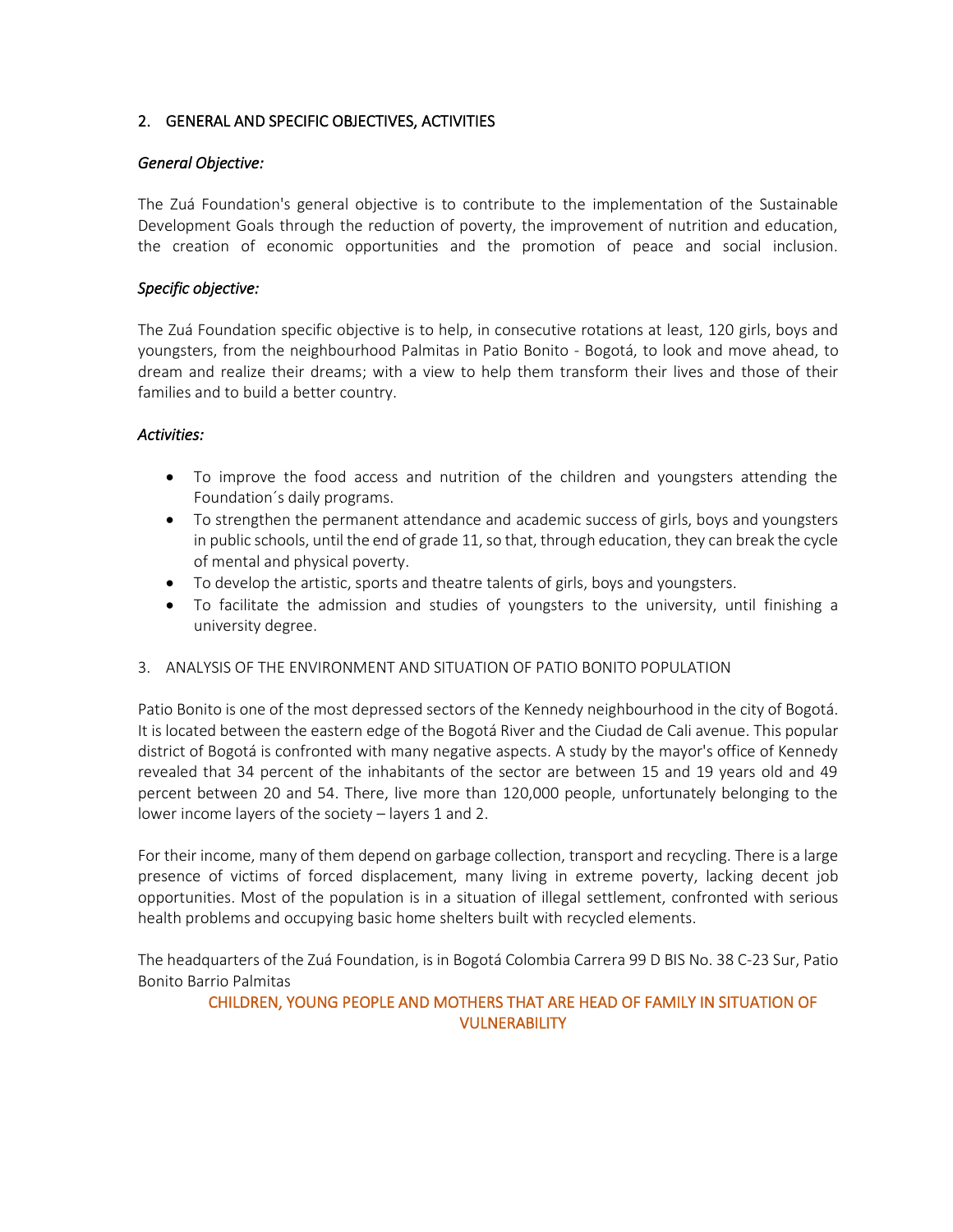## 2. GENERAL AND SPECIFIC OBJECTIVES, ACTIVITIES

### *General Objective:*

The Zuá Foundation's general objective is to contribute to the implementation of the Sustainable Development Goals through the reduction of poverty, the improvement of nutrition and education, the creation of economic opportunities and the promotion of peace and social inclusion.

### *Specific objective:*

The Zuá Foundation specific objective is to help, in consecutive rotations at least, 120 girls, boys and youngsters, from the neighbourhood Palmitas in Patio Bonito - Bogotá, to look and move ahead, to dream and realize their dreams; with a view to help them transform their lives and those of their families and to build a better country.

### *Activities:*

- To improve the food access and nutrition of the children and youngsters attending the Foundation´s daily programs.
- To strengthen the permanent attendance and academic success of girls, boys and youngsters in public schools, until the end of grade 11, so that, through education, they can break the cycle of mental and physical poverty.
- To develop the artistic, sports and theatre talents of girls, boys and youngsters.
- To facilitate the admission and studies of youngsters to the university, until finishing a university degree.

## 3. ANALYSIS OF THE ENVIRONMENT AND SITUATION OF PATIO BONITO POPULATION

Patio Bonito is one of the most depressed sectors of the Kennedy neighbourhood in the city of Bogotá. It is located between the eastern edge of the Bogotá River and the Ciudad de Cali avenue. This popular district of Bogotá is confronted with many negative aspects. A study by the mayor's office of Kennedy revealed that 34 percent of the inhabitants of the sector are between 15 and 19 years old and 49 percent between 20 and 54. There, live more than 120,000 people, unfortunately belonging to the lower income layers of the society – layers 1 and 2.

For their income, many of them depend on garbage collection, transport and recycling. There is a large presence of victims of forced displacement, many living in extreme poverty, lacking decent job opportunities. Most of the population is in a situation of illegal settlement, confronted with serious health problems and occupying basic home shelters built with recycled elements.

The headquarters of the Zuá Foundation, is in Bogotá Colombia Carrera 99 D BIS No. 38 C-23 Sur, Patio Bonito Barrio Palmitas

CHILDREN, YOUNG PEOPLE AND MOTHERS THAT ARE HEAD OF FAMILY IN SITUATION OF VULNERABILITY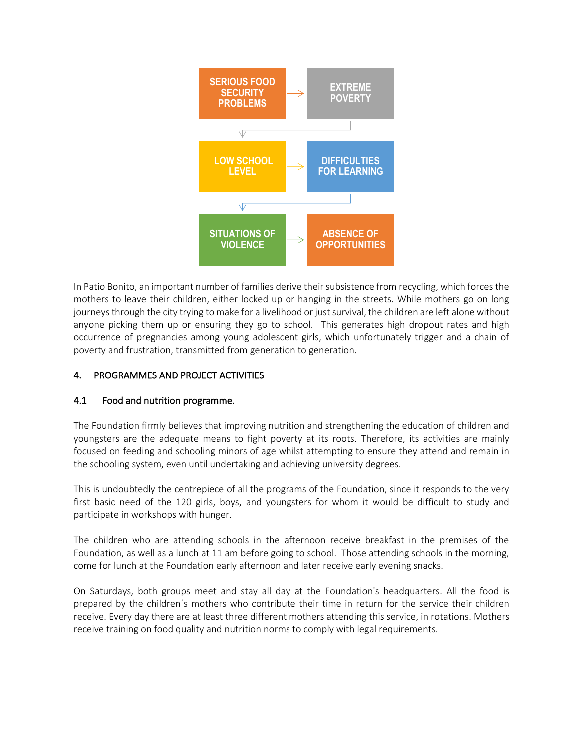SERIOUS FOOD SECURITY PROBLEMS → EXTREME POVERTY

LOW SCHOOL LEVEL → DIFFICULTIES FOR LEARNING

SITUATIONS OF VIOLENCE → ABSENCE OF OPPORTUNITIES

In Patio Bonito, an important number of families derive their subsistence from recycling, which forces the mothers to leave their children, either locked up or hanging in the streets. While mothers go on long journeys through the city trying to make for a livelihood or just survival, the children are left alone without anyone picking them up or ensuring they go to school. This generates high dropout rates and high occurrence of pregnancies among young adolescent girls, which unfortunately trigger and a chain of poverty and frustration, transmitted from generation to generation.

## 4. PROGRAMMES AND PROJECT ACTIVITIES

### 4.1 Food and nutrition programme.

The Foundation firmly believes that improving nutrition and strengthening the education of children and youngsters are the adequate means to fight poverty at its roots. Therefore, its activities are mainly focused on feeding and schooling minors of age whilst attempting to ensure they attend and remain in the schooling system, even until undertaking and achieving university degrees.

This is undoubtedly the centrepiece of all the programs of the Foundation, since it responds to the very first basic need of the 120 girls, boys, and youngsters for whom it would be difficult to study and participate in workshops with hunger.

The children who are attending schools in the afternoon receive breakfast in the premises of the Foundation, as well as a lunch at 11 am before going to school. Those attending schools in the morning, come for lunch at the Foundation early afternoon and later receive early evening snacks.

On Saturdays, both groups meet and stay all day at the Foundation's headquarters. All the food is prepared by the children´s mothers who contribute their time in return for the service their children receive. Every day there are at least three different mothers attending this service, in rotations. Mothers receive training on food quality and nutrition norms to comply with legal requirements.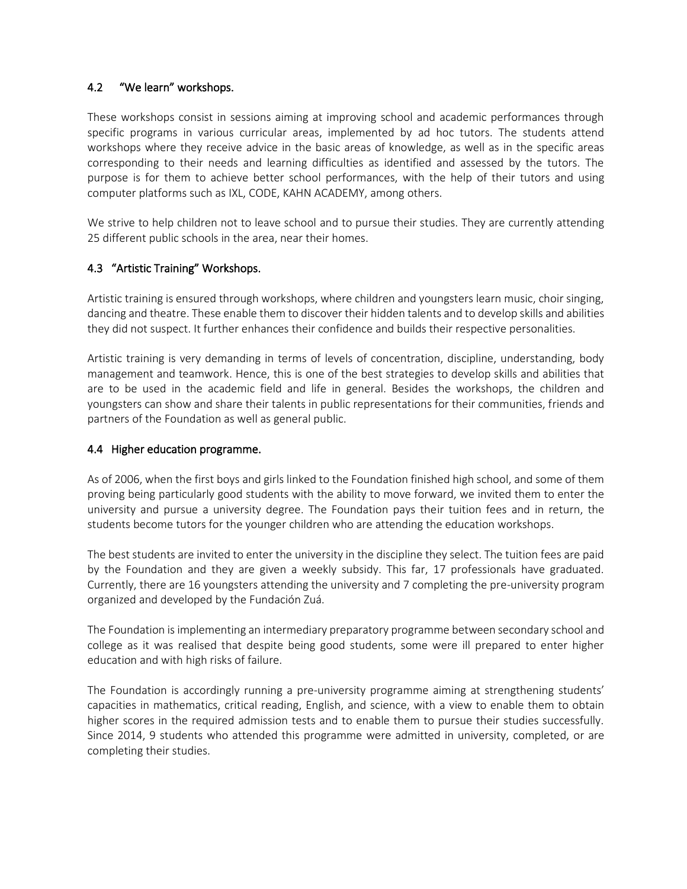## 4.2 "We learn" workshops.

These workshops consist in sessions aiming at improving school and academic performances through specific programs in various curricular areas, implemented by ad hoc tutors. The students attend workshops where they receive advice in the basic areas of knowledge, as well as in the specific areas corresponding to their needs and learning difficulties as identified and assessed by the tutors. The purpose is for them to achieve better school performances, with the help of their tutors and using computer platforms such as IXL, CODE, KAHN ACADEMY, among others.

We strive to help children not to leave school and to pursue their studies. They are currently attending 25 different public schools in the area, near their homes.

## 4.3 "Artistic Training" Workshops.

Artistic training is ensured through workshops, where children and youngsters learn music, choir singing, dancing and theatre. These enable them to discover their hidden talents and to develop skills and abilities they did not suspect. It further enhances their confidence and builds their respective personalities.

Artistic training is very demanding in terms of levels of concentration, discipline, understanding, body management and teamwork. Hence, this is one of the best strategies to develop skills and abilities that are to be used in the academic field and life in general. Besides the workshops, the children and youngsters can show and share their talents in public representations for their communities, friends and partners of the Foundation as well as general public.

## 4.4 Higher education programme.

As of 2006, when the first boys and girls linked to the Foundation finished high school, and some of them proving being particularly good students with the ability to move forward, we invited them to enter the university and pursue a university degree. The Foundation pays their tuition fees and in return, the students become tutors for the younger children who are attending the education workshops.

The best students are invited to enter the university in the discipline they select. The tuition fees are paid by the Foundation and they are given a weekly subsidy. This far, 17 professionals have graduated. Currently, there are 16 youngsters attending the university and 7 completing the pre-university program organized and developed by the Fundación Zuá.

The Foundation is implementing an intermediary preparatory programme between secondary school and college as it was realised that despite being good students, some were ill prepared to enter higher education and with high risks of failure.

The Foundation is accordingly running a pre-university programme aiming at strengthening students' capacities in mathematics, critical reading, English, and science, with a view to enable them to obtain higher scores in the required admission tests and to enable them to pursue their studies successfully. Since 2014, 9 students who attended this programme were admitted in university, completed, or are completing their studies.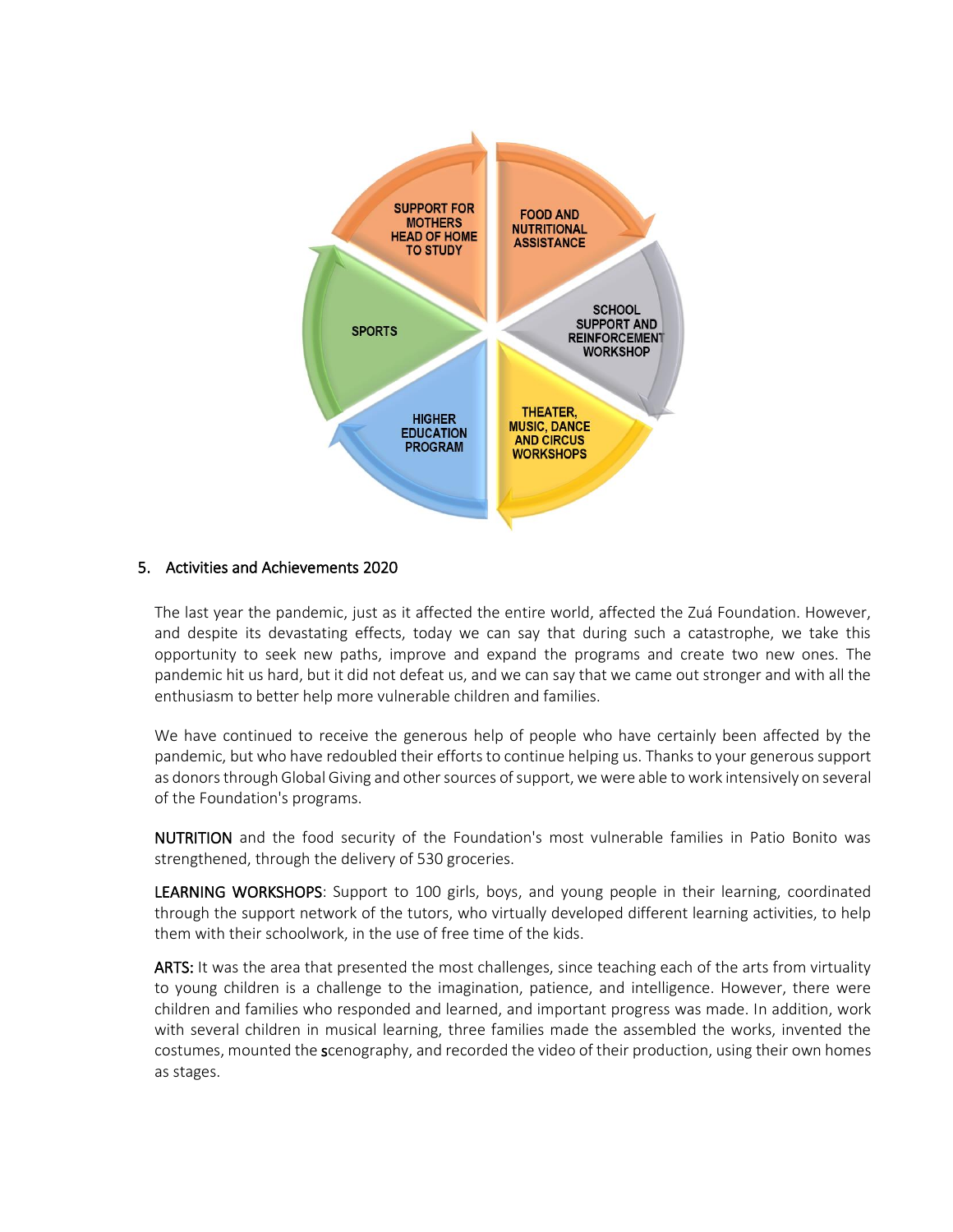SUPPORT FOR MOTHERS HEAD OF HOME TO STUDY

FOOD AND NUTRITIONAL ASSISTANCE

SCHOOL SUPPORT AND REINFORCEMENT WORKSHOP

THEATER, MUSIC, DANCE AND CIRCUS WORKSHOPS

HIGHER EDUCATION PROGRAM

SPORTS

## 5. Activities and Achievements 2020

The last year the pandemic, just as it affected the entire world, affected the Zuá Foundation. However, and despite its devastating effects, today we can say that during such a catastrophe, we take this opportunity to seek new paths, improve and expand the programs and create two new ones. The pandemic hit us hard, but it did not defeat us, and we can say that we came out stronger and with all the enthusiasm to better help more vulnerable children and families.

We have continued to receive the generous help of people who have certainly been affected by the pandemic, but who have redoubled their efforts to continue helping us. Thanks to your generous support as donors through Global Giving and other sources of support, we were able to work intensively on several of the Foundation's programs.

NUTRITION and the food security of the Foundation's most vulnerable families in Patio Bonito was strengthened, through the delivery of 530 groceries.

LEARNING WORKSHOPS: Support to 100 girls, boys, and young people in their learning, coordinated through the support network of the tutors, who virtually developed different learning activities, to help them with their schoolwork, in the use of free time of the kids.

ARTS: It was the area that presented the most challenges, since teaching each of the arts from virtuality to young children is a challenge to the imagination, patience, and intelligence. However, there were children and families who responded and learned, and important progress was made. In addition, work with several children in musical learning, three families made the assembled the works, invented the costumes, mounted the scenography, and recorded the video of their production, using their own homes as stages.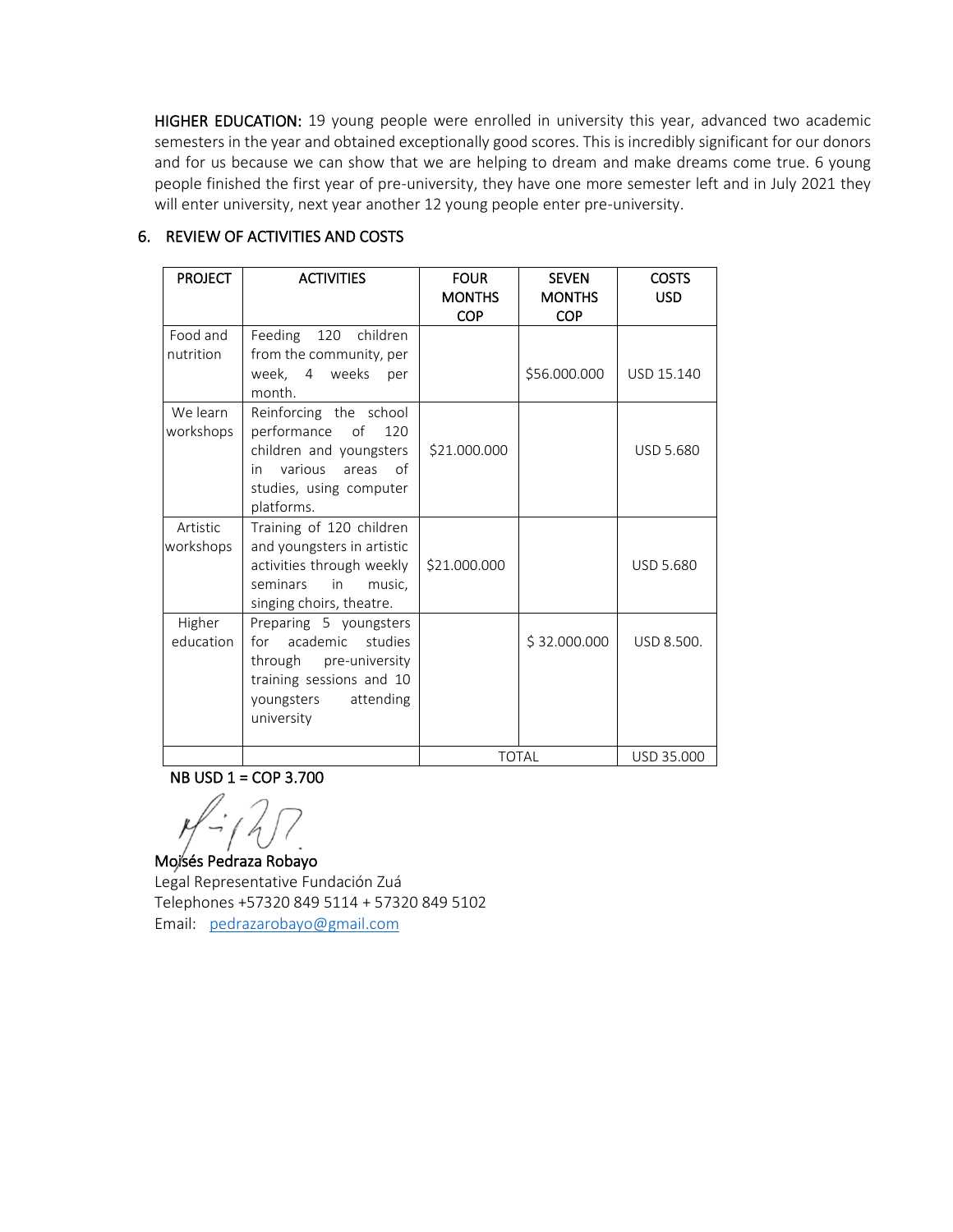**HIGHER EDUCATION:** 19 young people were enrolled in university this year, advanced two academic semesters in the year and obtained exceptionally good scores. This is incredibly significant for our donors and for us because we can show that we are helping to dream and make dreams come true. 6 young people finished the first year of pre-university, they have one more semester left and in July 2021 they will enter university, next year another 12 young people enter pre-university.

## 6. REVIEW OF ACTIVITIES AND COSTS

| PROJECT | ACTIVITIES | FOUR MONTHS COP | SEVEN MONTHS COP | COSTS USD |
|---|---|---|---|---|
| Food and nutrition | Feeding 120 children from the community, per week, 4 weeks per month. | | $56.000.000 | USD 15.140 |
| We learn workshops | Reinforcing the school performance of 120 children and youngsters in various areas of studies, using computer platforms. | $21.000.000 | | USD 5.680 |
| Artistic workshops | Training of 120 children and youngsters in artistic activities through weekly seminars in music, singing choirs, theatre. | $21.000.000 | | USD 5.680 |
| Higher education | Preparing 5 youngsters for academic studies through pre-university training sessions and 10 youngsters attending university | | $ 32.000.000 | USD 8.500. |
| | | TOTAL | | USD 35.000 |

NB USD 1 = COP 3.700

Moisés Pedraza Robayo
Legal Representative Fundación Zuá
Telephones +57320 849 5114 + 57320 849 5102
Email: pedrazarobayo@gmail.com